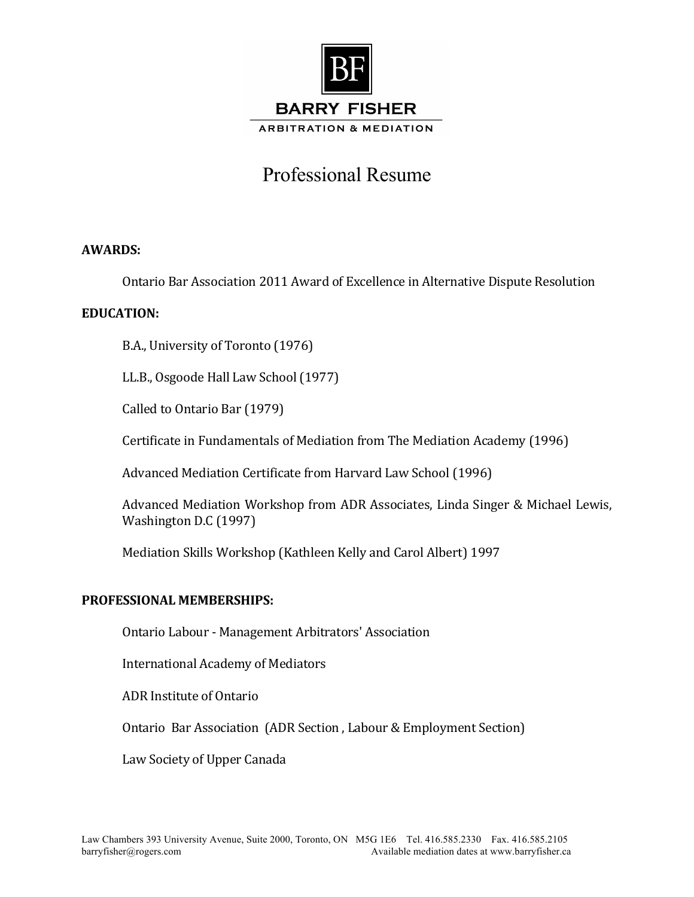BF

**BARRY FISHER**

ARBITRATION & MEDIATION

# Professional Resume

**AWARDS:**

Ontario Bar Association 2011 Award of Excellence in Alternative Dispute Resolution

**EDUCATION:**

B.A., University of Toronto (1976)

LL.B., Osgoode Hall Law School (1977)

Called to Ontario Bar (1979)

Certificate in Fundamentals of Mediation from The Mediation Academy (1996)

Advanced Mediation Certificate from Harvard Law School (1996)

Advanced Mediation Workshop from ADR Associates, Linda Singer & Michael Lewis, Washington D.C (1997)

Mediation Skills Workshop (Kathleen Kelly and Carol Albert) 1997

**PROFESSIONAL MEMBERSHIPS:**

Ontario Labour - Management Arbitrators' Association

International Academy of Mediators

ADR Institute of Ontario

Ontario Bar Association (ADR Section , Labour & Employment Section)

Law Society of Upper Canada

Law Chambers 393 University Avenue, Suite 2000, Toronto, ON M5G 1E6 Tel. 416.585.2330 Fax. 416.585.2105
barryfisher@rogers.com Available mediation dates at www.barryfisher.ca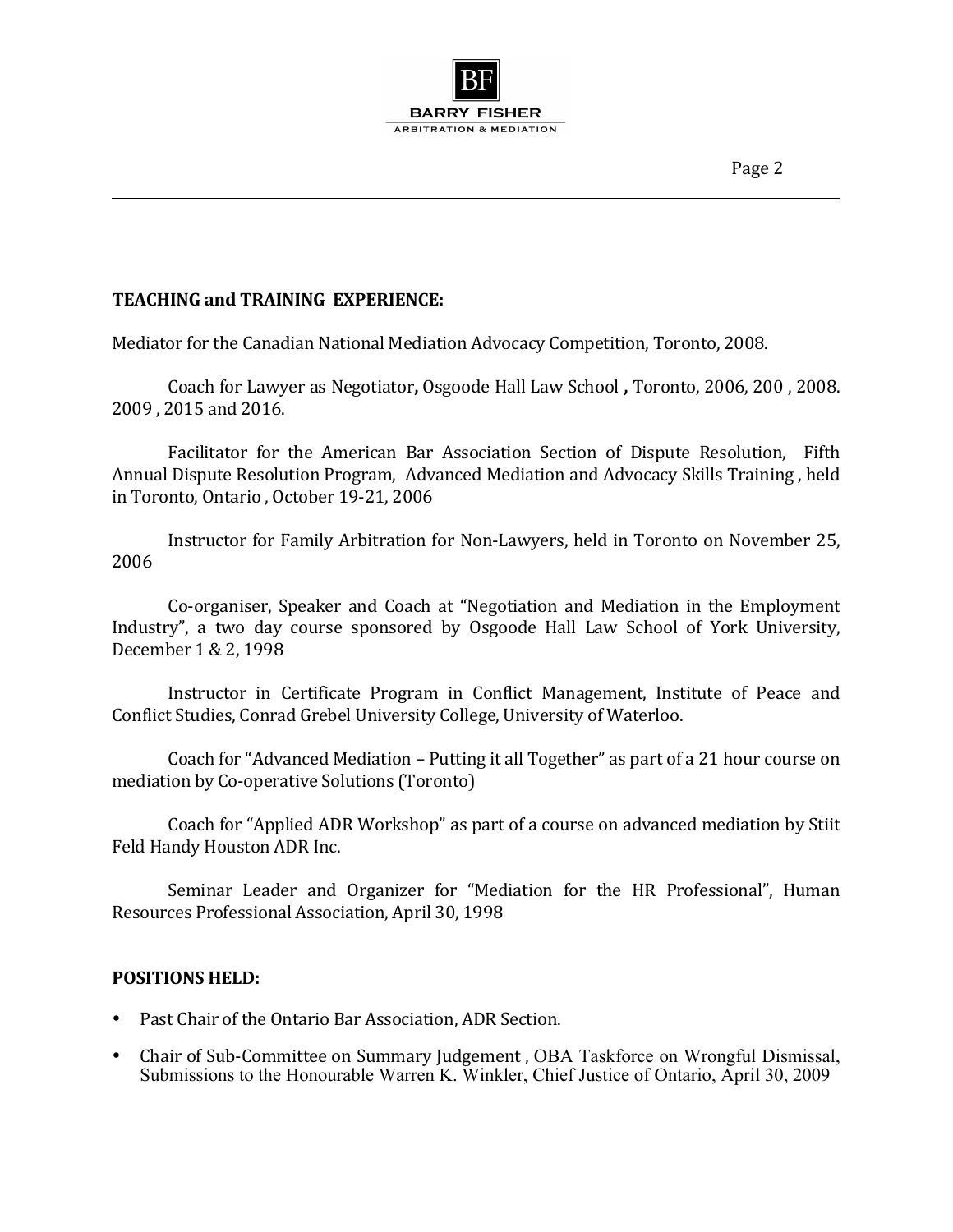**TEACHING and TRAINING EXPERIENCE:**

Mediator for the Canadian National Mediation Advocacy Competition, Toronto, 2008.

Coach for Lawyer as Negotiator**,** Osgoode Hall Law School **,** Toronto, 2006, 200 , 2008. 2009 , 2015 and 2016.

Facilitator for the American Bar Association Section of Dispute Resolution, Fifth Annual Dispute Resolution Program, Advanced Mediation and Advocacy Skills Training , held in Toronto, Ontario , October 19-21, 2006

Instructor for Family Arbitration for Non-Lawyers, held in Toronto on November 25, 2006

Co-organiser, Speaker and Coach at "Negotiation and Mediation in the Employment Industry", a two day course sponsored by Osgoode Hall Law School of York University, December 1 & 2, 1998

Instructor in Certificate Program in Conflict Management, Institute of Peace and Conflict Studies, Conrad Grebel University College, University of Waterloo.

Coach for "Advanced Mediation – Putting it all Together" as part of a 21 hour course on mediation by Co-operative Solutions (Toronto)

Coach for "Applied ADR Workshop" as part of a course on advanced mediation by Stiit Feld Handy Houston ADR Inc.

Seminar Leader and Organizer for "Mediation for the HR Professional", Human Resources Professional Association, April 30, 1998

**POSITIONS HELD:**

- Past Chair of the Ontario Bar Association, ADR Section.
- Chair of Sub-Committee on Summary Judgement , OBA Taskforce on Wrongful Dismissal, Submissions to the Honourable Warren K. Winkler, Chief Justice of Ontario, April 30, 2009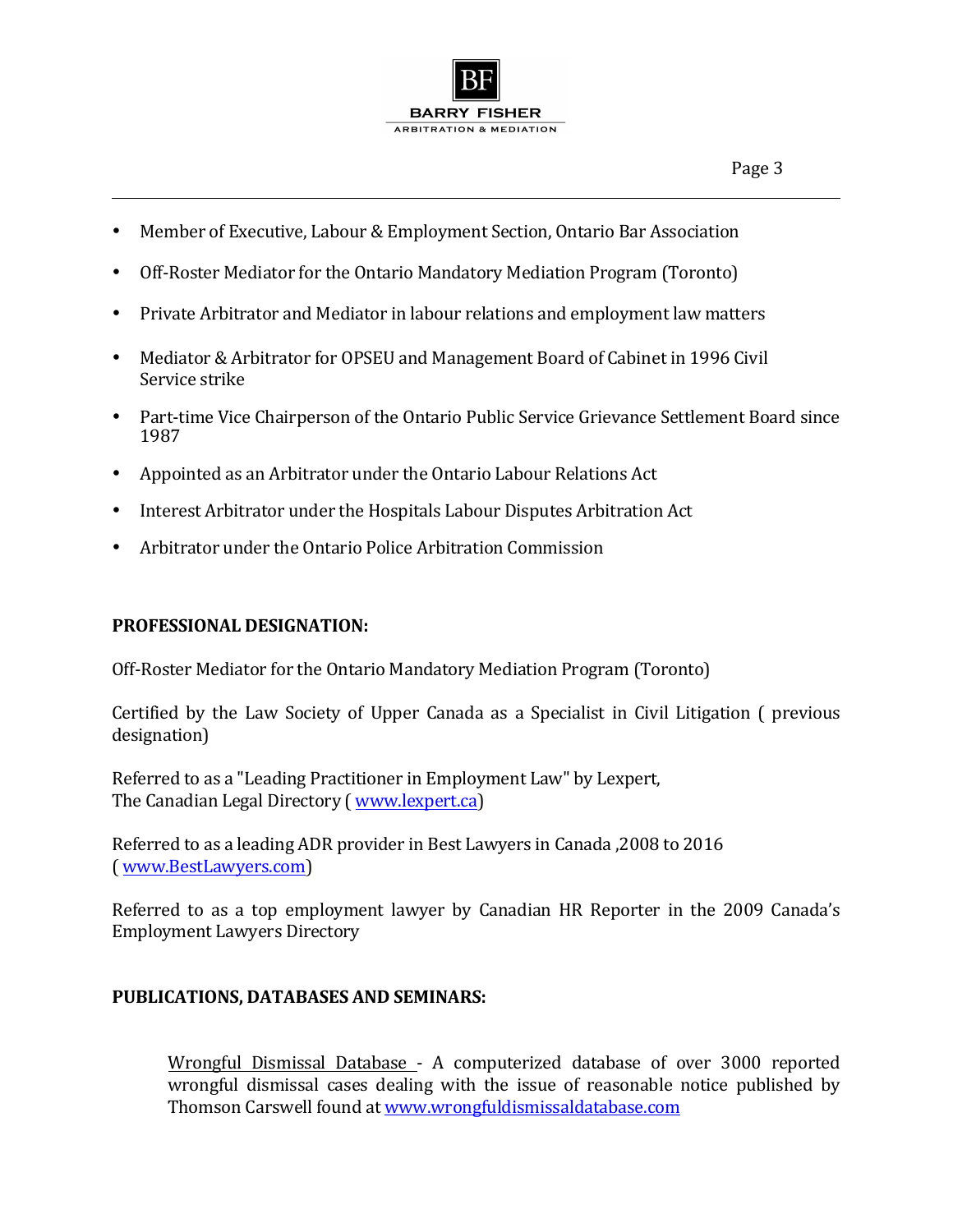- Member of Executive, Labour & Employment Section, Ontario Bar Association
- Off-Roster Mediator for the Ontario Mandatory Mediation Program (Toronto)
- Private Arbitrator and Mediator in labour relations and employment law matters
- Mediator & Arbitrator for OPSEU and Management Board of Cabinet in 1996 Civil Service strike
- Part-time Vice Chairperson of the Ontario Public Service Grievance Settlement Board since 1987
- Appointed as an Arbitrator under the Ontario Labour Relations Act
- Interest Arbitrator under the Hospitals Labour Disputes Arbitration Act
- Arbitrator under the Ontario Police Arbitration Commission

**PROFESSIONAL DESIGNATION:**

Off-Roster Mediator for the Ontario Mandatory Mediation Program (Toronto)

Certified by the Law Society of Upper Canada as a Specialist in Civil Litigation ( previous designation)

Referred to as a "Leading Practitioner in Employment Law" by Lexpert, The Canadian Legal Directory ( www.lexpert.ca)

Referred to as a leading ADR provider in Best Lawyers in Canada ,2008 to 2016 ( www.BestLawyers.com)

Referred to as a top employment lawyer by Canadian HR Reporter in the 2009 Canada's Employment Lawyers Directory

**PUBLICATIONS, DATABASES AND SEMINARS:**

Wrongful Dismissal Database - A computerized database of over 3000 reported wrongful dismissal cases dealing with the issue of reasonable notice published by Thomson Carswell found at www.wrongfuldismissaldatabase.com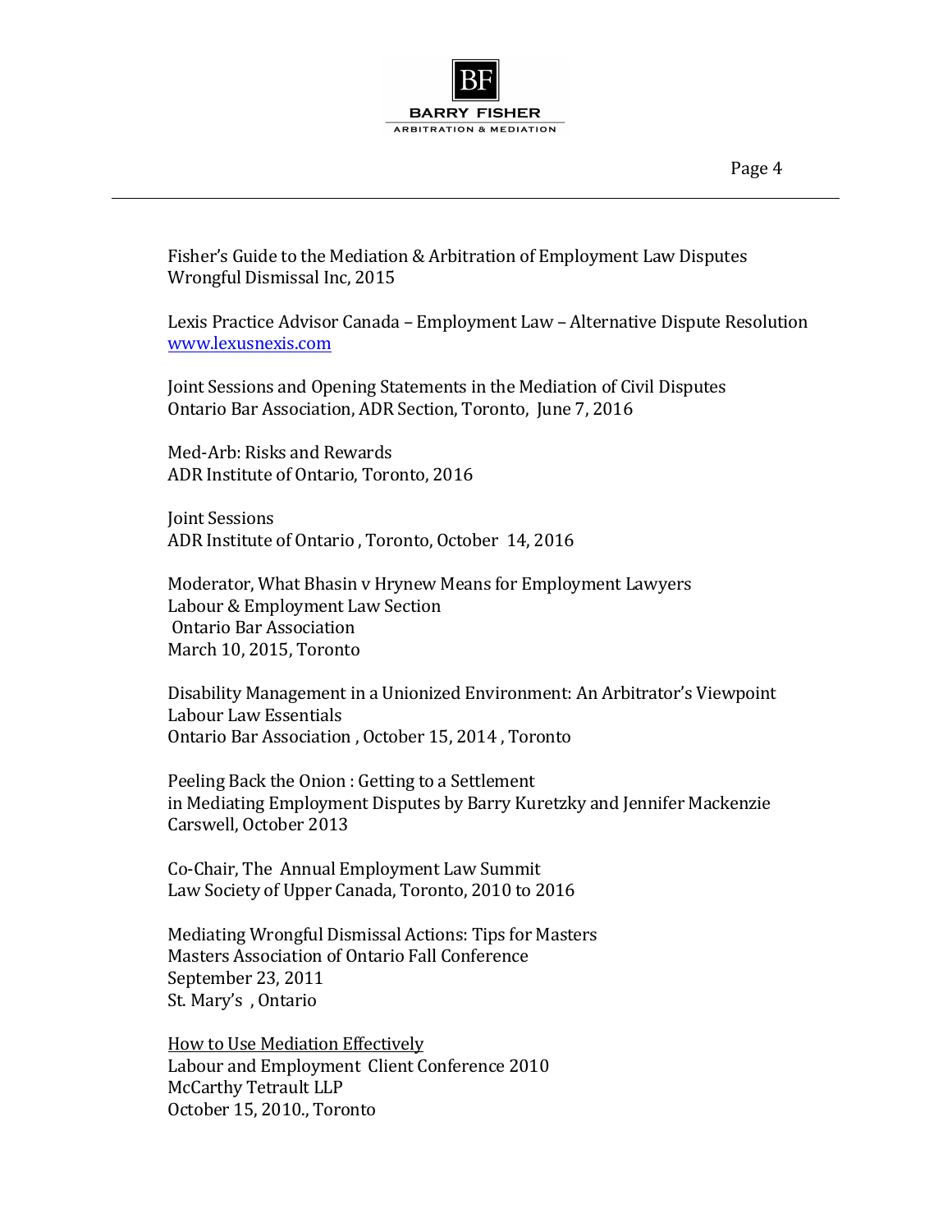Fisher's Guide to the Mediation & Arbitration of Employment Law Disputes
Wrongful Dismissal Inc, 2015

Lexis Practice Advisor Canada – Employment Law – Alternative Dispute Resolution
[www.lexusnexis.com](www.lexusnexis.com)

Joint Sessions and Opening Statements in the Mediation of Civil Disputes
Ontario Bar Association, ADR Section, Toronto, June 7, 2016

Med-Arb: Risks and Rewards
ADR Institute of Ontario, Toronto, 2016

Joint Sessions
ADR Institute of Ontario , Toronto, October 14, 2016

Moderator, What Bhasin v Hrynew Means for Employment Lawyers
Labour & Employment Law Section
Ontario Bar Association
March 10, 2015, Toronto

Disability Management in a Unionized Environment: An Arbitrator's Viewpoint
Labour Law Essentials
Ontario Bar Association , October 15, 2014 , Toronto

Peeling Back the Onion : Getting to a Settlement
in Mediating Employment Disputes by Barry Kuretzky and Jennifer Mackenzie
Carswell, October 2013

Co-Chair, The Annual Employment Law Summit
Law Society of Upper Canada, Toronto, 2010 to 2016

Mediating Wrongful Dismissal Actions: Tips for Masters
Masters Association of Ontario Fall Conference
September 23, 2011
St. Mary's , Ontario

How to Use Mediation Effectively
Labour and Employment Client Conference 2010
McCarthy Tetrault LLP
October 15, 2010., Toronto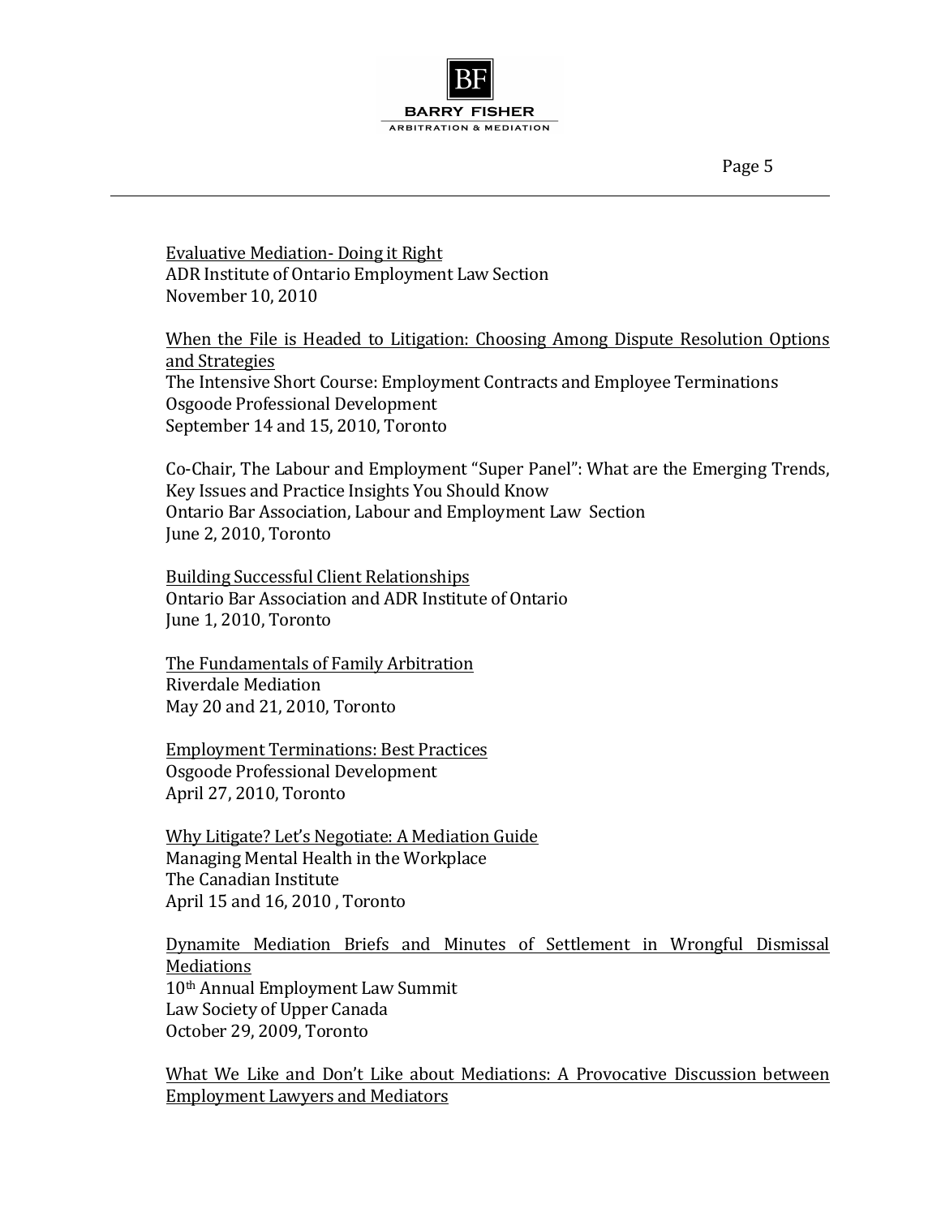<u>Evaluative Mediation- Doing it Right</u>
ADR Institute of Ontario Employment Law Section
November 10, 2010

<u>When the File is Headed to Litigation: Choosing Among Dispute Resolution Options and Strategies</u>
The Intensive Short Course: Employment Contracts and Employee Terminations
Osgoode Professional Development
September 14 and 15, 2010, Toronto

Co-Chair, The Labour and Employment "Super Panel": What are the Emerging Trends, Key Issues and Practice Insights You Should Know
Ontario Bar Association, Labour and Employment Law Section
June 2, 2010, Toronto

<u>Building Successful Client Relationships</u>
Ontario Bar Association and ADR Institute of Ontario
June 1, 2010, Toronto

<u>The Fundamentals of Family Arbitration</u>
Riverdale Mediation
May 20 and 21, 2010, Toronto

<u>Employment Terminations: Best Practices</u>
Osgoode Professional Development
April 27, 2010, Toronto

<u>Why Litigate? Let's Negotiate: A Mediation Guide</u>
Managing Mental Health in the Workplace
The Canadian Institute
April 15 and 16, 2010 , Toronto

<u>Dynamite Mediation Briefs and Minutes of Settlement in Wrongful Dismissal Mediations</u>
10th Annual Employment Law Summit
Law Society of Upper Canada
October 29, 2009, Toronto

<u>What We Like and Don't Like about Mediations: A Provocative Discussion between Employment Lawyers and Mediators</u>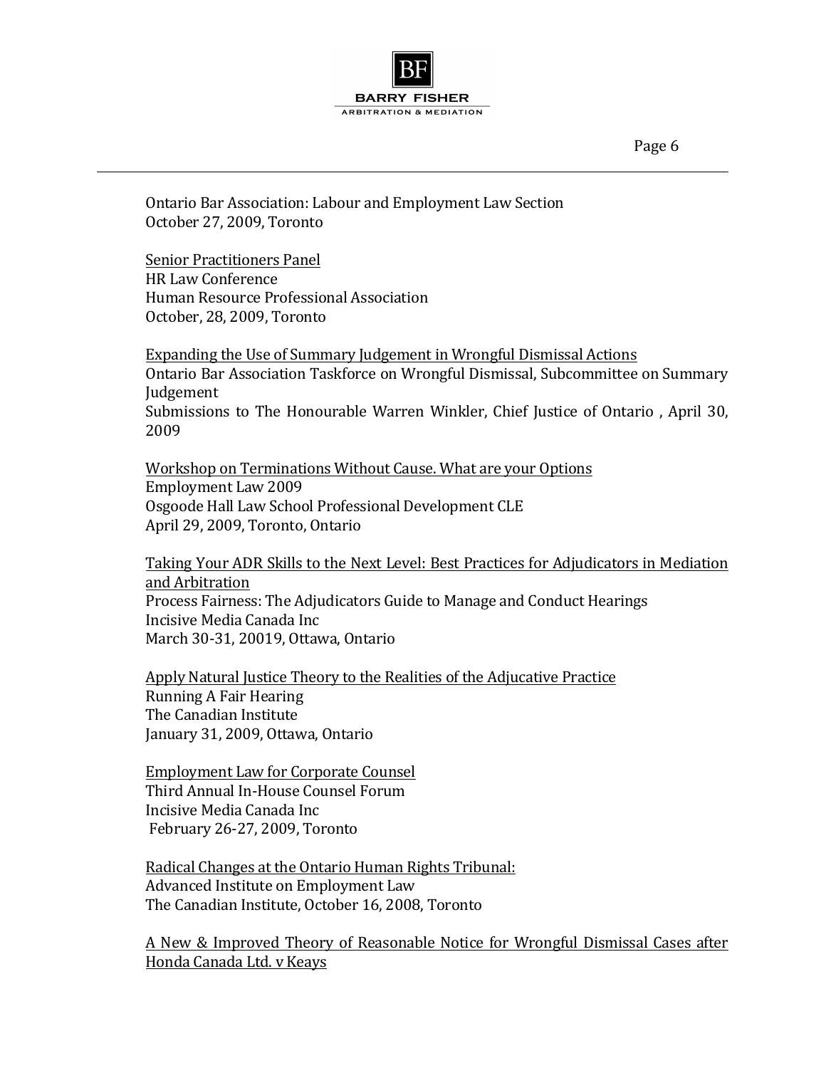Ontario Bar Association: Labour and Employment Law Section
October 27, 2009, Toronto

<u>Senior Practitioners Panel</u>
HR Law Conference
Human Resource Professional Association
October, 28, 2009, Toronto

<u>Expanding the Use of Summary Judgement in Wrongful Dismissal Actions</u>
Ontario Bar Association Taskforce on Wrongful Dismissal, Subcommittee on Summary Judgement
Submissions to The Honourable Warren Winkler, Chief Justice of Ontario , April 30, 2009

<u>Workshop on Terminations Without Cause. What are your Options</u>
Employment Law 2009
Osgoode Hall Law School Professional Development CLE
April 29, 2009, Toronto, Ontario

<u>Taking Your ADR Skills to the Next Level: Best Practices for Adjudicators in Mediation and Arbitration</u>
Process Fairness: The Adjudicators Guide to Manage and Conduct Hearings
Incisive Media Canada Inc
March 30-31, 20019, Ottawa, Ontario

<u>Apply Natural Justice Theory to the Realities of the Adjucative Practice</u>
Running A Fair Hearing
The Canadian Institute
January 31, 2009, Ottawa, Ontario

<u>Employment Law for Corporate Counsel</u>
Third Annual In-House Counsel Forum
Incisive Media Canada Inc
February 26-27, 2009, Toronto

<u>Radical Changes at the Ontario Human Rights Tribunal:</u>
Advanced Institute on Employment Law
The Canadian Institute, October 16, 2008, Toronto

<u>A New & Improved Theory of Reasonable Notice for Wrongful Dismissal Cases after Honda Canada Ltd. v Keays</u>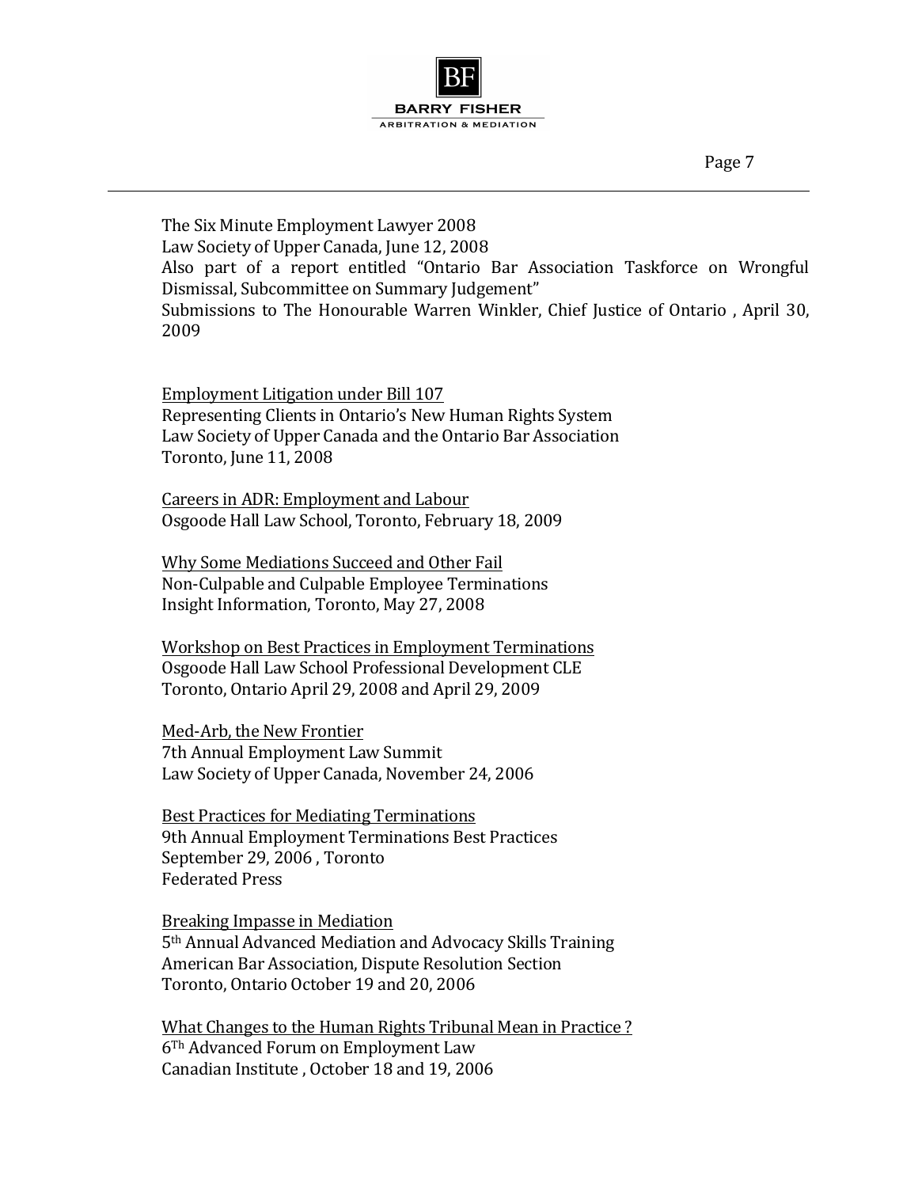The Six Minute Employment Lawyer 2008
Law Society of Upper Canada, June 12, 2008
Also part of a report entitled "Ontario Bar Association Taskforce on Wrongful Dismissal, Subcommittee on Summary Judgement"
Submissions to The Honourable Warren Winkler, Chief Justice of Ontario , April 30, 2009

<u>Employment Litigation under Bill 107</u>
Representing Clients in Ontario's New Human Rights System
Law Society of Upper Canada and the Ontario Bar Association
Toronto, June 11, 2008

<u>Careers in ADR: Employment and Labour</u>
Osgoode Hall Law School, Toronto, February 18, 2009

<u>Why Some Mediations Succeed and Other Fail</u>
Non-Culpable and Culpable Employee Terminations
Insight Information, Toronto, May 27, 2008

<u>Workshop on Best Practices in Employment Terminations</u>
Osgoode Hall Law School Professional Development CLE
Toronto, Ontario April 29, 2008 and April 29, 2009

<u>Med-Arb, the New Frontier</u>
7th Annual Employment Law Summit
Law Society of Upper Canada, November 24, 2006

<u>Best Practices for Mediating Terminations</u>
9th Annual Employment Terminations Best Practices
September 29, 2006 , Toronto
Federated Press

<u>Breaking Impasse in Mediation</u>
5th Annual Advanced Mediation and Advocacy Skills Training
American Bar Association, Dispute Resolution Section
Toronto, Ontario October 19 and 20, 2006

<u>What Changes to the Human Rights Tribunal Mean in Practice ?</u>
6Th Advanced Forum on Employment Law
Canadian Institute , October 18 and 19, 2006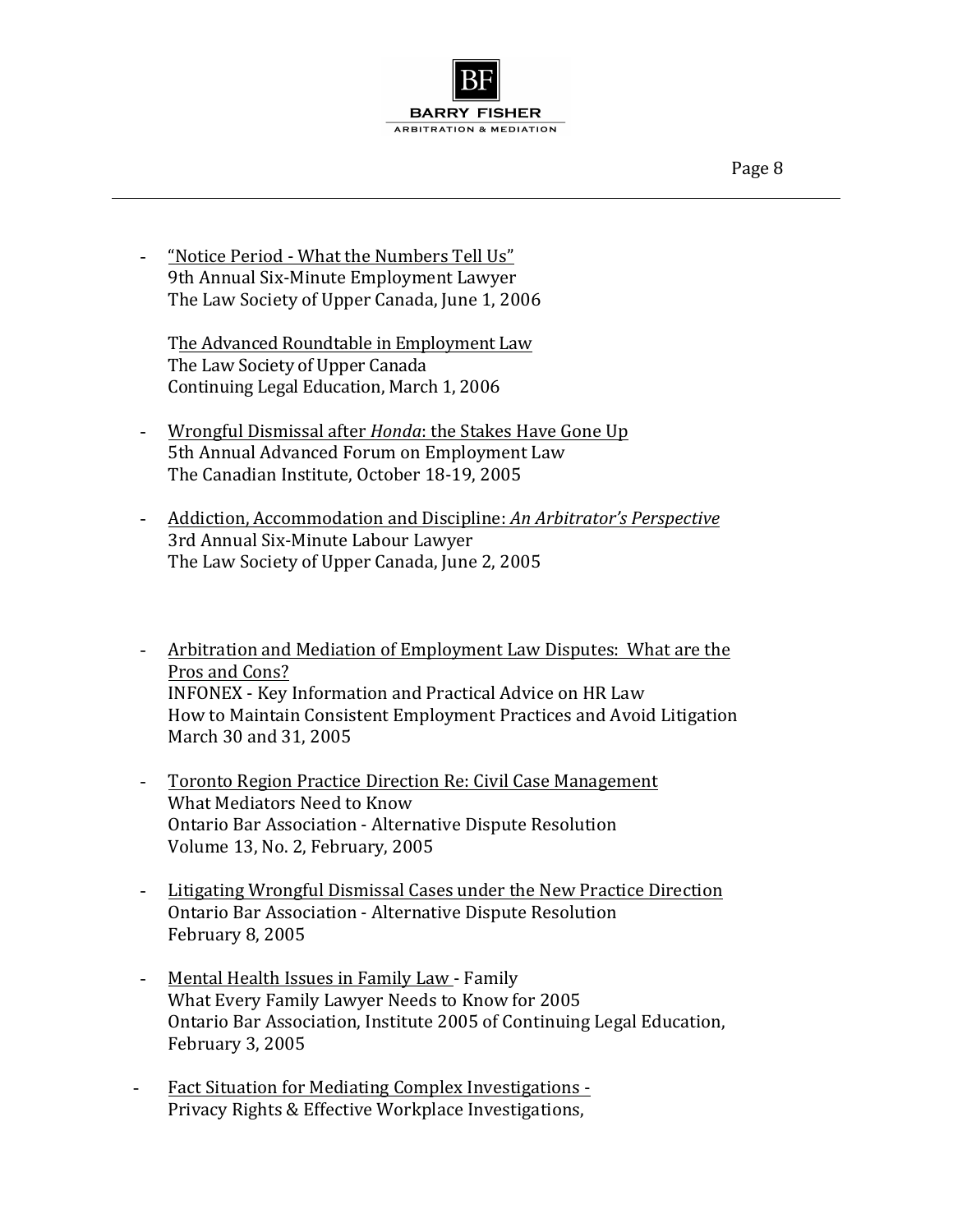- <u>"Notice Period - What the Numbers Tell Us"</u>
  9th Annual Six-Minute Employment Lawyer
  The Law Society of Upper Canada, June 1, 2006

  T<u>he Advanced Roundtable in Employment Law</u>
  The Law Society of Upper Canada
  Continuing Legal Education, March 1, 2006

- <u>Wrongful Dismissal after *Honda*: the Stakes Have Gone Up</u>
  5th Annual Advanced Forum on Employment Law
  The Canadian Institute, October 18-19, 2005

- <u>Addiction, Accommodation and Discipline: *An Arbitrator's Perspective*</u>
  3rd Annual Six-Minute Labour Lawyer
  The Law Society of Upper Canada, June 2, 2005

- <u>Arbitration and Mediation of Employment Law Disputes: What are the Pros and Cons?</u>
  INFONEX - Key Information and Practical Advice on HR Law
  How to Maintain Consistent Employment Practices and Avoid Litigation
  March 30 and 31, 2005

- <u>Toronto Region Practice Direction Re: Civil Case Management</u>
  What Mediators Need to Know
  Ontario Bar Association - Alternative Dispute Resolution
  Volume 13, No. 2, February, 2005

- <u>Litigating Wrongful Dismissal Cases under the New Practice Direction</u>
  Ontario Bar Association - Alternative Dispute Resolution
  February 8, 2005

- <u>Mental Health Issues in Family Law</u> - Family
  What Every Family Lawyer Needs to Know for 2005
  Ontario Bar Association, Institute 2005 of Continuing Legal Education,
  February 3, 2005

- <u>Fact Situation for Mediating Complex Investigations -</u>
  Privacy Rights & Effective Workplace Investigations,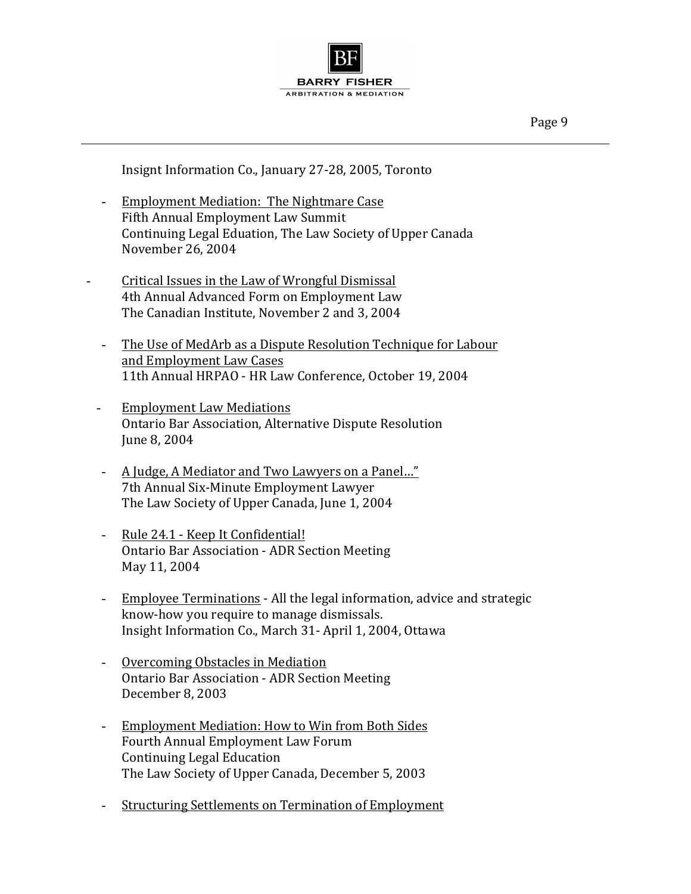Insight Information Co., January 27-28, 2005, Toronto

- <u>Employment Mediation: The Nightmare Case</u>
  Fifth Annual Employment Law Summit
  Continuing Legal Eduation, The Law Society of Upper Canada
  November 26, 2004

- <u>Critical Issues in the Law of Wrongful Dismissal</u>
  4th Annual Advanced Form on Employment Law
  The Canadian Institute, November 2 and 3, 2004

- <u>The Use of MedArb as a Dispute Resolution Technique for Labour and Employment Law Cases</u>
  11th Annual HRPAO - HR Law Conference, October 19, 2004

- <u>Employment Law Mediations</u>
  Ontario Bar Association, Alternative Dispute Resolution
  June 8, 2004

- <u>A Judge, A Mediator and Two Lawyers on a Panel…"</u>
  7th Annual Six-Minute Employment Lawyer
  The Law Society of Upper Canada, June 1, 2004

- <u>Rule 24.1 - Keep It Confidential!</u>
  Ontario Bar Association - ADR Section Meeting
  May 11, 2004

- <u>Employee Terminations</u> - All the legal information, advice and strategic know-how you require to manage dismissals.
  Insight Information Co., March 31- April 1, 2004, Ottawa

- <u>Overcoming Obstacles in Mediation</u>
  Ontario Bar Association - ADR Section Meeting
  December 8, 2003

- <u>Employment Mediation: How to Win from Both Sides</u>
  Fourth Annual Employment Law Forum
  Continuing Legal Education
  The Law Society of Upper Canada, December 5, 2003

- <u>Structuring Settlements on Termination of Employment</u>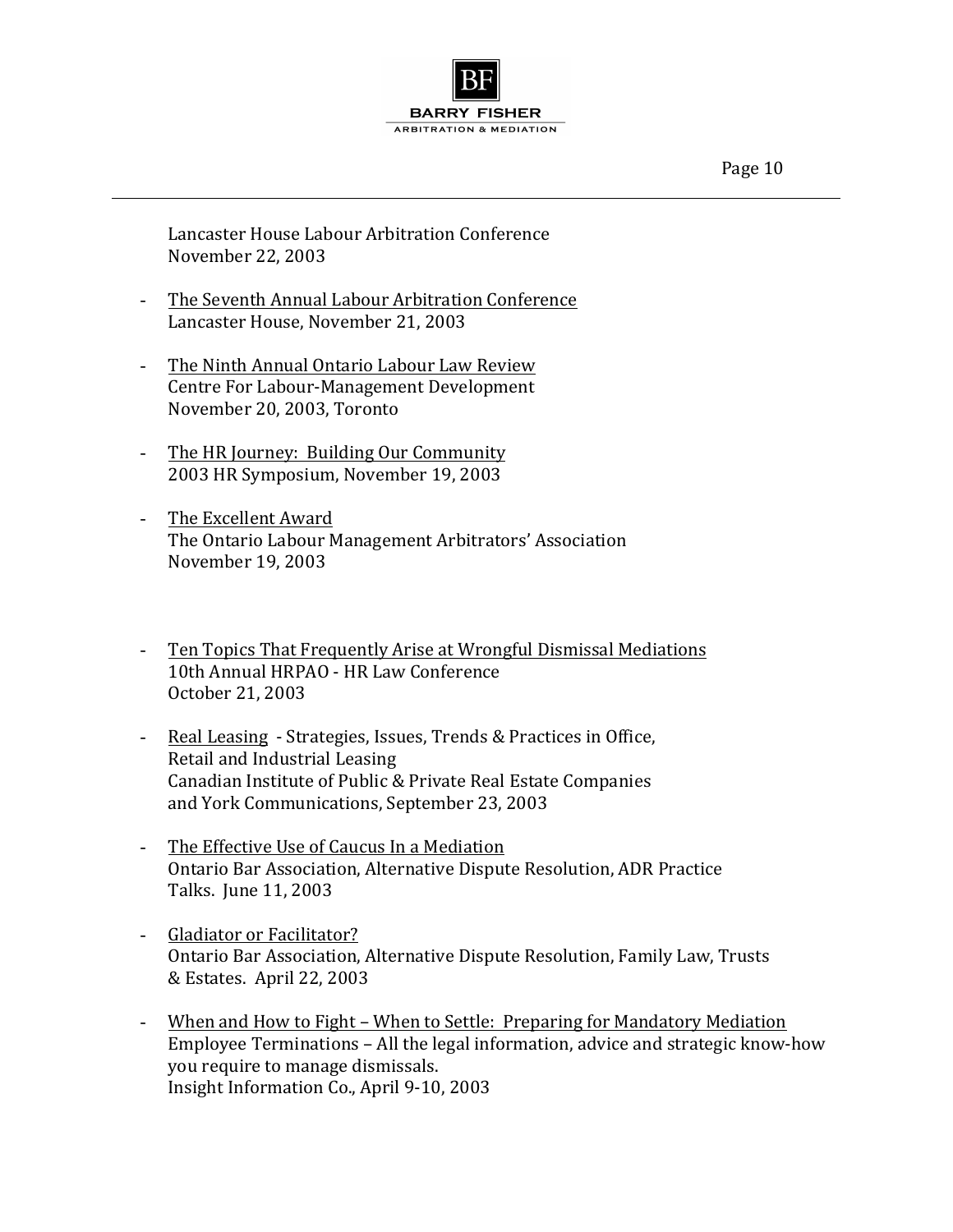Lancaster House Labour Arbitration Conference
November 22, 2003

- The Seventh Annual Labour Arbitration Conference
  Lancaster House, November 21, 2003

- The Ninth Annual Ontario Labour Law Review
  Centre For Labour-Management Development
  November 20, 2003, Toronto

- The HR Journey: Building Our Community
  2003 HR Symposium, November 19, 2003

- The Excellent Award
  The Ontario Labour Management Arbitrators' Association
  November 19, 2003

- Ten Topics That Frequently Arise at Wrongful Dismissal Mediations
  10th Annual HRPAO - HR Law Conference
  October 21, 2003

- Real Leasing - Strategies, Issues, Trends & Practices in Office, Retail and Industrial Leasing
  Canadian Institute of Public & Private Real Estate Companies and York Communications, September 23, 2003

- The Effective Use of Caucus In a Mediation
  Ontario Bar Association, Alternative Dispute Resolution, ADR Practice Talks. June 11, 2003

- Gladiator or Facilitator?
  Ontario Bar Association, Alternative Dispute Resolution, Family Law, Trusts & Estates. April 22, 2003

- When and How to Fight – When to Settle: Preparing for Mandatory Mediation
  Employee Terminations – All the legal information, advice and strategic know-how you require to manage dismissals.
  Insight Information Co., April 9-10, 2003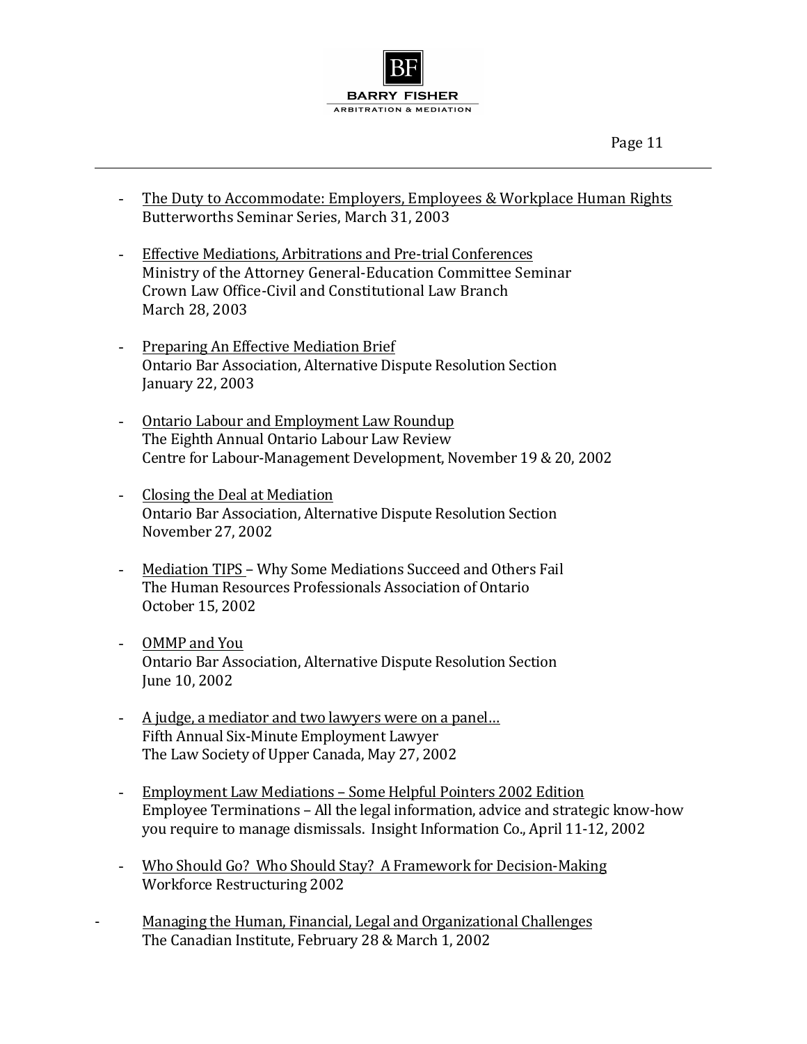- <u>The Duty to Accommodate: Employers, Employees & Workplace Human Rights</u>
  Butterworths Seminar Series, March 31, 2003

- <u>Effective Mediations, Arbitrations and Pre-trial Conferences</u>
  Ministry of the Attorney General-Education Committee Seminar
  Crown Law Office-Civil and Constitutional Law Branch
  March 28, 2003

- <u>Preparing An Effective Mediation Brief</u>
  Ontario Bar Association, Alternative Dispute Resolution Section
  January 22, 2003

- <u>Ontario Labour and Employment Law Roundup</u>
  The Eighth Annual Ontario Labour Law Review
  Centre for Labour-Management Development, November 19 & 20, 2002

- <u>Closing the Deal at Mediation</u>
  Ontario Bar Association, Alternative Dispute Resolution Section
  November 27, 2002

- <u>Mediation TIPS</u> – Why Some Mediations Succeed and Others Fail
  The Human Resources Professionals Association of Ontario
  October 15, 2002

- <u>OMMP and You</u>
  Ontario Bar Association, Alternative Dispute Resolution Section
  June 10, 2002

- <u>A judge, a mediator and two lawyers were on a panel…</u>
  Fifth Annual Six-Minute Employment Lawyer
  The Law Society of Upper Canada, May 27, 2002

- <u>Employment Law Mediations – Some Helpful Pointers 2002 Edition</u>
  Employee Terminations – All the legal information, advice and strategic know-how you require to manage dismissals. Insight Information Co., April 11-12, 2002

- <u>Who Should Go? Who Should Stay? A Framework for Decision-Making</u>
  Workforce Restructuring 2002

- <u>Managing the Human, Financial, Legal and Organizational Challenges</u>
  The Canadian Institute, February 28 & March 1, 2002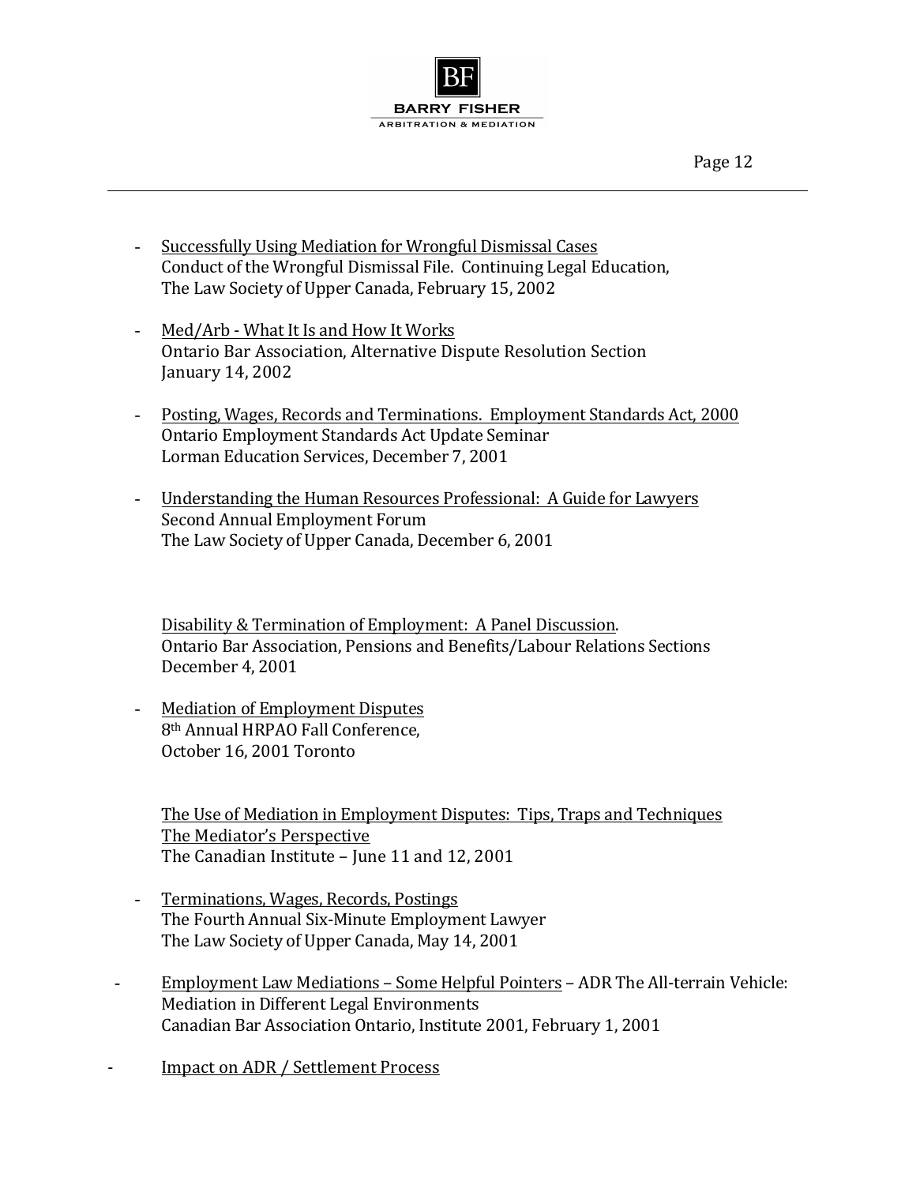- <u>Successfully Using Mediation for Wrongful Dismissal Cases</u>
  Conduct of the Wrongful Dismissal File. Continuing Legal Education, The Law Society of Upper Canada, February 15, 2002

- <u>Med/Arb - What It Is and How It Works</u>
  Ontario Bar Association, Alternative Dispute Resolution Section
  January 14, 2002

- <u>Posting, Wages, Records and Terminations. Employment Standards Act, 2000</u>
  Ontario Employment Standards Act Update Seminar
  Lorman Education Services, December 7, 2001

- <u>Understanding the Human Resources Professional: A Guide for Lawyers</u>
  Second Annual Employment Forum
  The Law Society of Upper Canada, December 6, 2001

  <u>Disability & Termination of Employment: A Panel Discussion</u>.
  Ontario Bar Association, Pensions and Benefits/Labour Relations Sections
  December 4, 2001

- <u>Mediation of Employment Disputes</u>
  8th Annual HRPAO Fall Conference,
  October 16, 2001 Toronto

  <u>The Use of Mediation in Employment Disputes: Tips, Traps and Techniques</u>
  <u>The Mediator's Perspective</u>
  The Canadian Institute – June 11 and 12, 2001

- <u>Terminations, Wages, Records, Postings</u>
  The Fourth Annual Six-Minute Employment Lawyer
  The Law Society of Upper Canada, May 14, 2001

- <u>Employment Law Mediations – Some Helpful Pointers</u> – ADR The All-terrain Vehicle: Mediation in Different Legal Environments
  Canadian Bar Association Ontario, Institute 2001, February 1, 2001

- <u>Impact on ADR / Settlement Process</u>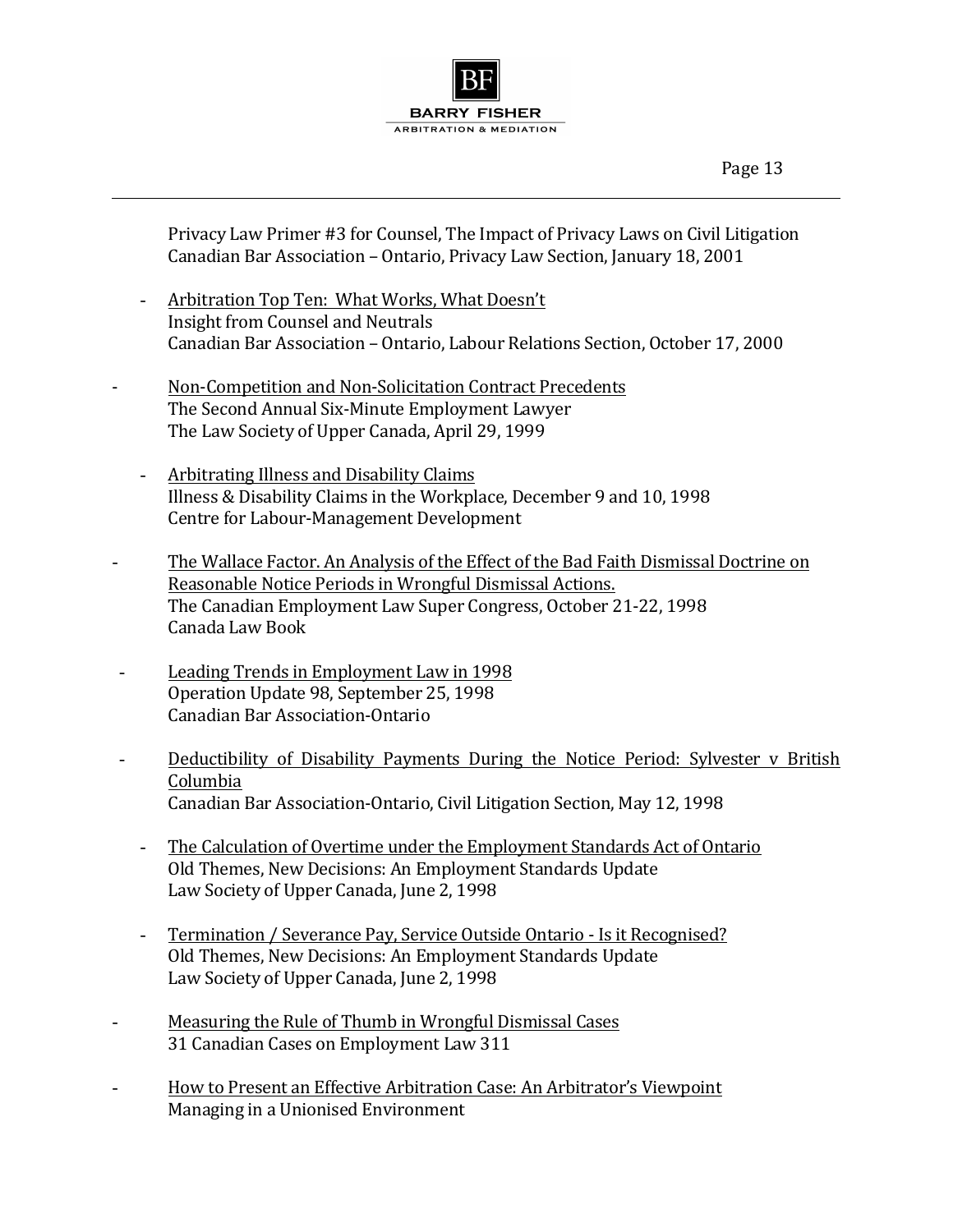Privacy Law Primer #3 for Counsel, The Impact of Privacy Laws on Civil Litigation
Canadian Bar Association – Ontario, Privacy Law Section, January 18, 2001

- <u>Arbitration Top Ten: What Works, What Doesn't</u>
  Insight from Counsel and Neutrals
  Canadian Bar Association – Ontario, Labour Relations Section, October 17, 2000

- <u>Non-Competition and Non-Solicitation Contract Precedents</u>
  The Second Annual Six-Minute Employment Lawyer
  The Law Society of Upper Canada, April 29, 1999

- <u>Arbitrating Illness and Disability Claims</u>
  Illness & Disability Claims in the Workplace, December 9 and 10, 1998
  Centre for Labour-Management Development

- <u>The Wallace Factor. An Analysis of the Effect of the Bad Faith Dismissal Doctrine on Reasonable Notice Periods in Wrongful Dismissal Actions.</u>
  The Canadian Employment Law Super Congress, October 21-22, 1998
  Canada Law Book

- <u>Leading Trends in Employment Law in 1998</u>
  Operation Update 98, September 25, 1998
  Canadian Bar Association-Ontario

- <u>Deductibility of Disability Payments During the Notice Period: Sylvester v British Columbia</u>
  Canadian Bar Association-Ontario, Civil Litigation Section, May 12, 1998

- <u>The Calculation of Overtime under the Employment Standards Act of Ontario</u>
  Old Themes, New Decisions: An Employment Standards Update
  Law Society of Upper Canada, June 2, 1998

- <u>Termination / Severance Pay, Service Outside Ontario - Is it Recognised?</u>
  Old Themes, New Decisions: An Employment Standards Update
  Law Society of Upper Canada, June 2, 1998

- <u>Measuring the Rule of Thumb in Wrongful Dismissal Cases</u>
  31 Canadian Cases on Employment Law 311

- <u>How to Present an Effective Arbitration Case: An Arbitrator's Viewpoint</u>
  Managing in a Unionised Environment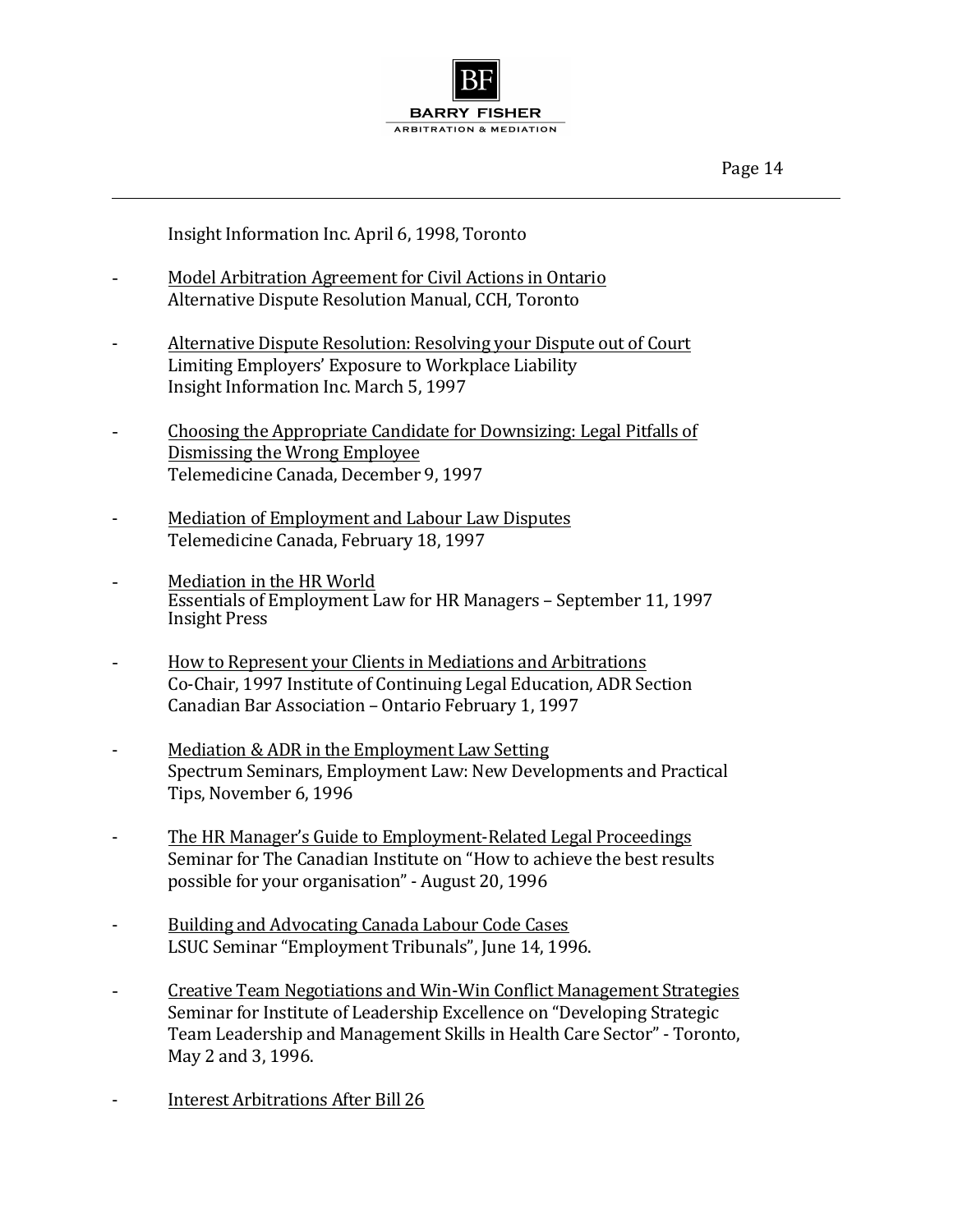Insight Information Inc. April 6, 1998, Toronto

- <u>Model Arbitration Agreement for Civil Actions in Ontario</u>
  Alternative Dispute Resolution Manual, CCH, Toronto

- <u>Alternative Dispute Resolution: Resolving your Dispute out of Court</u>
  Limiting Employers' Exposure to Workplace Liability
  Insight Information Inc. March 5, 1997

- <u>Choosing the Appropriate Candidate for Downsizing: Legal Pitfalls of Dismissing the Wrong Employee</u>
  Telemedicine Canada, December 9, 1997

- <u>Mediation of Employment and Labour Law Disputes</u>
  Telemedicine Canada, February 18, 1997

- <u>Mediation in the HR World</u>
  Essentials of Employment Law for HR Managers – September 11, 1997
  Insight Press

- <u>How to Represent your Clients in Mediations and Arbitrations</u>
  Co-Chair, 1997 Institute of Continuing Legal Education, ADR Section
  Canadian Bar Association – Ontario February 1, 1997

- <u>Mediation & ADR in the Employment Law Setting</u>
  Spectrum Seminars, Employment Law: New Developments and Practical Tips, November 6, 1996

- <u>The HR Manager's Guide to Employment-Related Legal Proceedings</u>
  Seminar for The Canadian Institute on "How to achieve the best results possible for your organisation" - August 20, 1996

- <u>Building and Advocating Canada Labour Code Cases</u>
  LSUC Seminar "Employment Tribunals", June 14, 1996.

- <u>Creative Team Negotiations and Win-Win Conflict Management Strategies</u>
  Seminar for Institute of Leadership Excellence on "Developing Strategic Team Leadership and Management Skills in Health Care Sector" - Toronto, May 2 and 3, 1996.

- <u>Interest Arbitrations After Bill 26</u>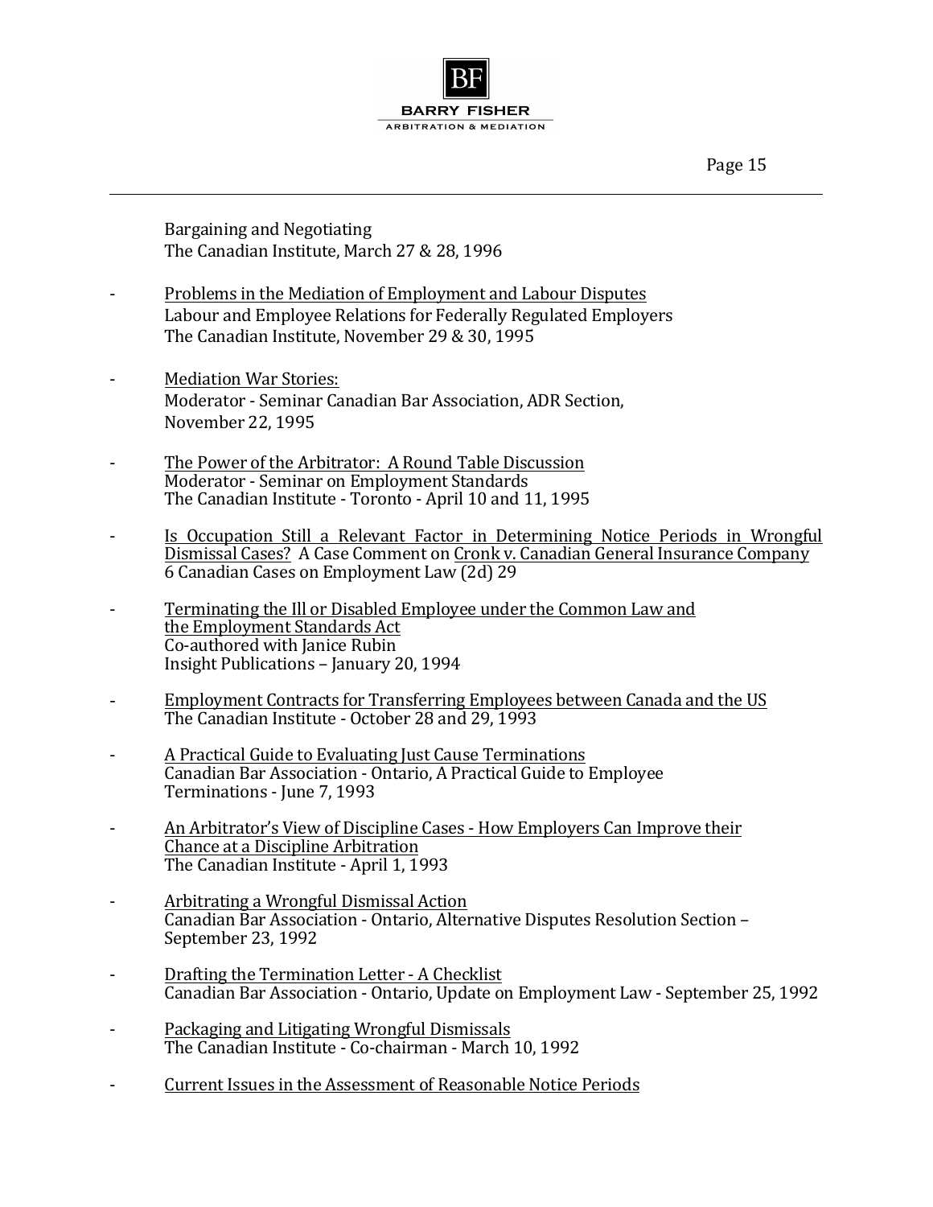Bargaining and Negotiating
The Canadian Institute, March 27 & 28, 1996

- <u>Problems in the Mediation of Employment and Labour Disputes</u>
  Labour and Employee Relations for Federally Regulated Employers
  The Canadian Institute, November 29 & 30, 1995

- <u>Mediation War Stories:</u>
  Moderator - Seminar Canadian Bar Association, ADR Section,
  November 22, 1995

- <u>The Power of the Arbitrator: A Round Table Discussion</u>
  Moderator - Seminar on Employment Standards
  The Canadian Institute - Toronto - April 10 and 11, 1995

- <u>Is Occupation Still a Relevant Factor in Determining Notice Periods in Wrongful Dismissal Cases?</u> A Case Comment on <u>Cronk v. Canadian General Insurance Company</u>
  6 Canadian Cases on Employment Law (2d) 29

- <u>Terminating the Ill or Disabled Employee under the Common Law and the Employment Standards Act</u>
  Co-authored with Janice Rubin
  Insight Publications – January 20, 1994

- <u>Employment Contracts for Transferring Employees between Canada and the US</u>
  The Canadian Institute - October 28 and 29, 1993

- <u>A Practical Guide to Evaluating Just Cause Terminations</u>
  Canadian Bar Association - Ontario, A Practical Guide to Employee Terminations - June 7, 1993

- <u>An Arbitrator's View of Discipline Cases - How Employers Can Improve their Chance at a Discipline Arbitration</u>
  The Canadian Institute - April 1, 1993

- <u>Arbitrating a Wrongful Dismissal Action</u>
  Canadian Bar Association - Ontario, Alternative Disputes Resolution Section – September 23, 1992

- <u>Drafting the Termination Letter - A Checklist</u>
  Canadian Bar Association - Ontario, Update on Employment Law - September 25, 1992

- <u>Packaging and Litigating Wrongful Dismissals</u>
  The Canadian Institute - Co-chairman - March 10, 1992

- <u>Current Issues in the Assessment of Reasonable Notice Periods</u>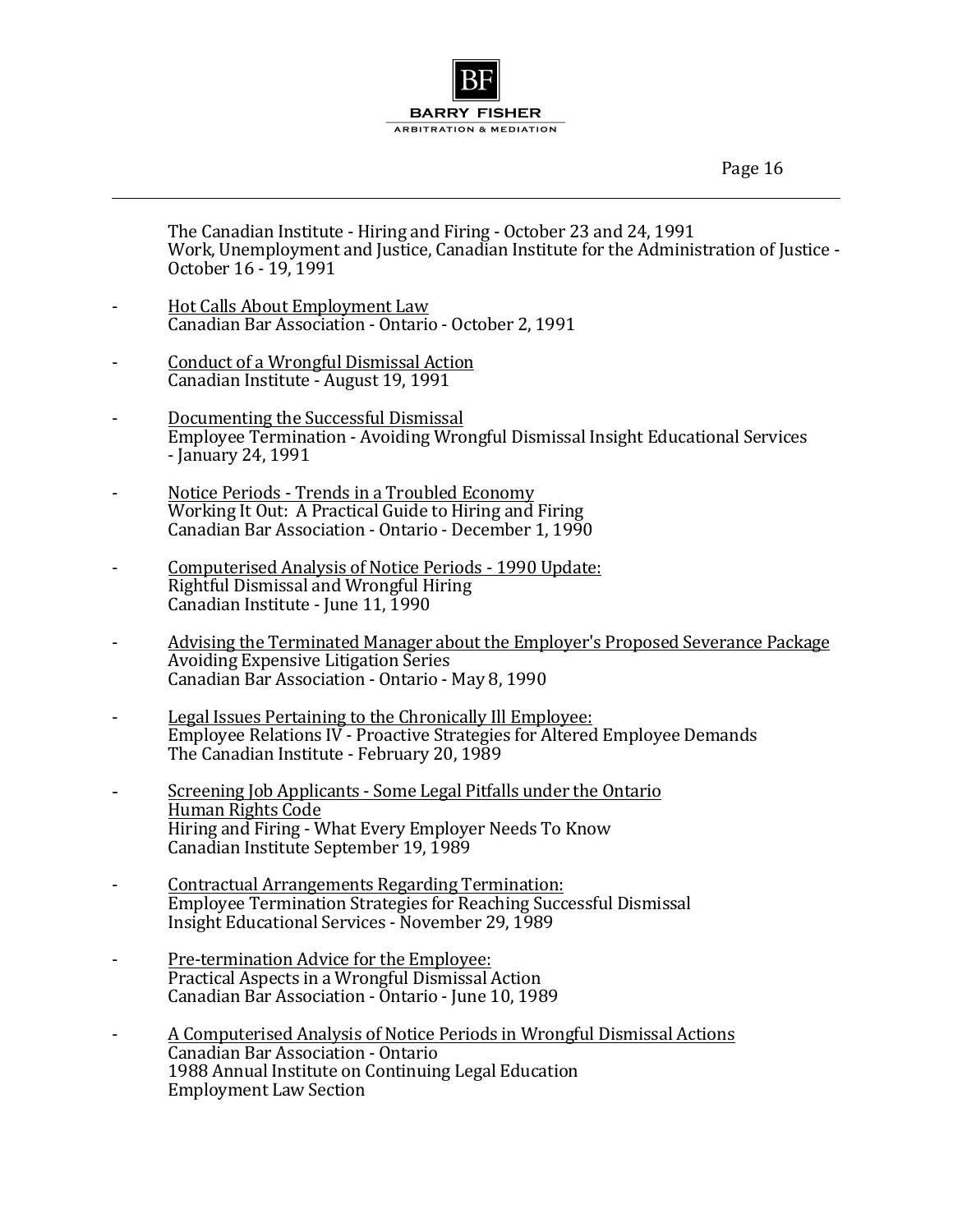The Canadian Institute - Hiring and Firing - October 23 and 24, 1991
Work, Unemployment and Justice, Canadian Institute for the Administration of Justice - October 16 - 19, 1991

- <u>Hot Calls About Employment Law</u>
  Canadian Bar Association - Ontario - October 2, 1991

- <u>Conduct of a Wrongful Dismissal Action</u>
  Canadian Institute - August 19, 1991

- <u>Documenting the Successful Dismissal</u>
  Employee Termination - Avoiding Wrongful Dismissal Insight Educational Services - January 24, 1991

- <u>Notice Periods - Trends in a Troubled Economy</u>
  Working It Out: A Practical Guide to Hiring and Firing
  Canadian Bar Association - Ontario - December 1, 1990

- <u>Computerised Analysis of Notice Periods - 1990 Update:</u>
  Rightful Dismissal and Wrongful Hiring
  Canadian Institute - June 11, 1990

- <u>Advising the Terminated Manager about the Employer's Proposed Severance Package</u>
  Avoiding Expensive Litigation Series
  Canadian Bar Association - Ontario - May 8, 1990

- <u>Legal Issues Pertaining to the Chronically Ill Employee:</u>
  Employee Relations IV - Proactive Strategies for Altered Employee Demands
  The Canadian Institute - February 20, 1989

- <u>Screening Job Applicants - Some Legal Pitfalls under the Ontario Human Rights Code</u>
  Hiring and Firing - What Every Employer Needs To Know
  Canadian Institute September 19, 1989

- <u>Contractual Arrangements Regarding Termination:</u>
  Employee Termination Strategies for Reaching Successful Dismissal
  Insight Educational Services - November 29, 1989

- <u>Pre-termination Advice for the Employee:</u>
  Practical Aspects in a Wrongful Dismissal Action
  Canadian Bar Association - Ontario - June 10, 1989

- <u>A Computerised Analysis of Notice Periods in Wrongful Dismissal Actions</u>
  Canadian Bar Association - Ontario
  1988 Annual Institute on Continuing Legal Education
  Employment Law Section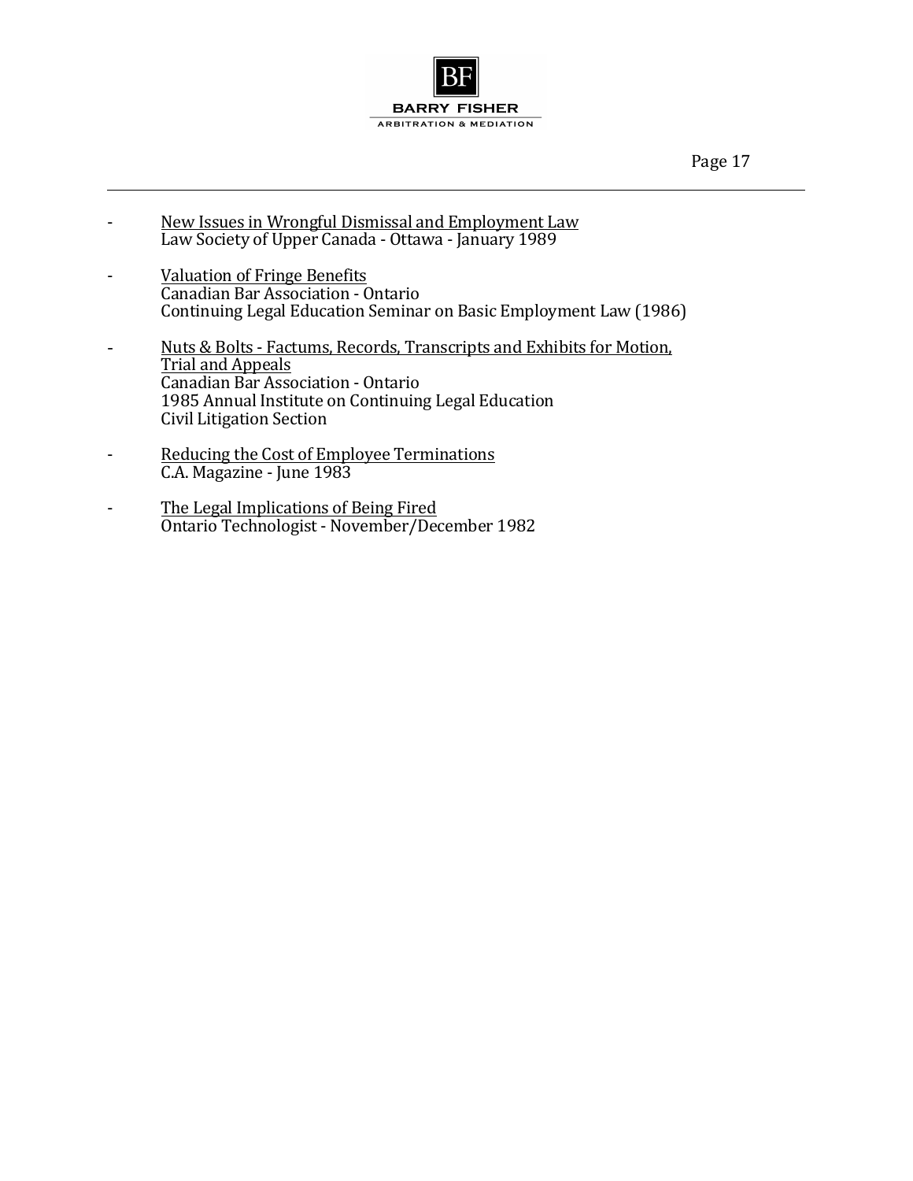- <u>New Issues in Wrongful Dismissal and Employment Law</u>
  Law Society of Upper Canada - Ottawa - January 1989

- <u>Valuation of Fringe Benefits</u>
  Canadian Bar Association - Ontario
  Continuing Legal Education Seminar on Basic Employment Law (1986)

- <u>Nuts & Bolts - Factums, Records, Transcripts and Exhibits for Motion, Trial and Appeals</u>
  Canadian Bar Association - Ontario
  1985 Annual Institute on Continuing Legal Education
  Civil Litigation Section

- <u>Reducing the Cost of Employee Terminations</u>
  C.A. Magazine - June 1983

- <u>The Legal Implications of Being Fired</u>
  Ontario Technologist - November/December 1982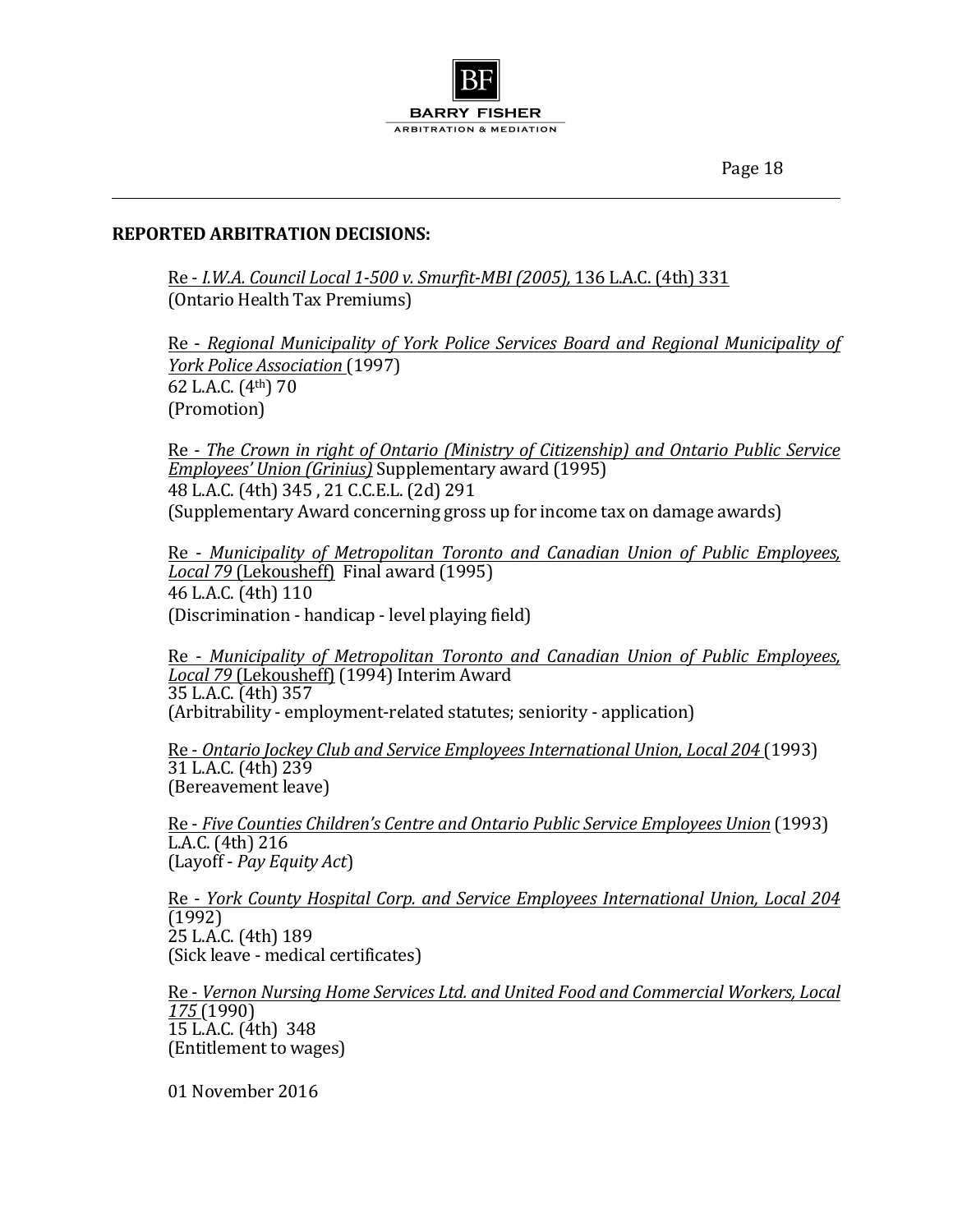**REPORTED ARBITRATION DECISIONS:**

Re - *I.W.A. Council Local 1-500 v. Smurfit-MBI (2005)*, 136 L.A.C. (4th) 331
(Ontario Health Tax Premiums)

Re - *Regional Municipality of York Police Services Board and Regional Municipality of York Police Association* (1997)
62 L.A.C. (4th) 70
(Promotion)

Re - *The Crown in right of Ontario (Ministry of Citizenship) and Ontario Public Service Employees' Union (Grinius)* Supplementary award (1995)
48 L.A.C. (4th) 345 , 21 C.C.E.L. (2d) 291
(Supplementary Award concerning gross up for income tax on damage awards)

Re - *Municipality of Metropolitan Toronto and Canadian Union of Public Employees, Local 79* (Lekousheff) Final award (1995)
46 L.A.C. (4th) 110
(Discrimination - handicap - level playing field)

Re - *Municipality of Metropolitan Toronto and Canadian Union of Public Employees, Local 79* (Lekousheff) (1994) Interim Award
35 L.A.C. (4th) 357
(Arbitrability - employment-related statutes; seniority - application)

Re - *Ontario Jockey Club and Service Employees International Union, Local 204* (1993)
31 L.A.C. (4th) 239
(Bereavement leave)

Re - *Five Counties Children's Centre and Ontario Public Service Employees Union* (1993)
L.A.C. (4th) 216
(Layoff - *Pay Equity Act*)

Re - *York County Hospital Corp. and Service Employees International Union, Local 204* (1992)
25 L.A.C. (4th) 189
(Sick leave - medical certificates)

Re - *Vernon Nursing Home Services Ltd. and United Food and Commercial Workers, Local 175* (1990)
15 L.A.C. (4th) 348
(Entitlement to wages)

01 November 2016